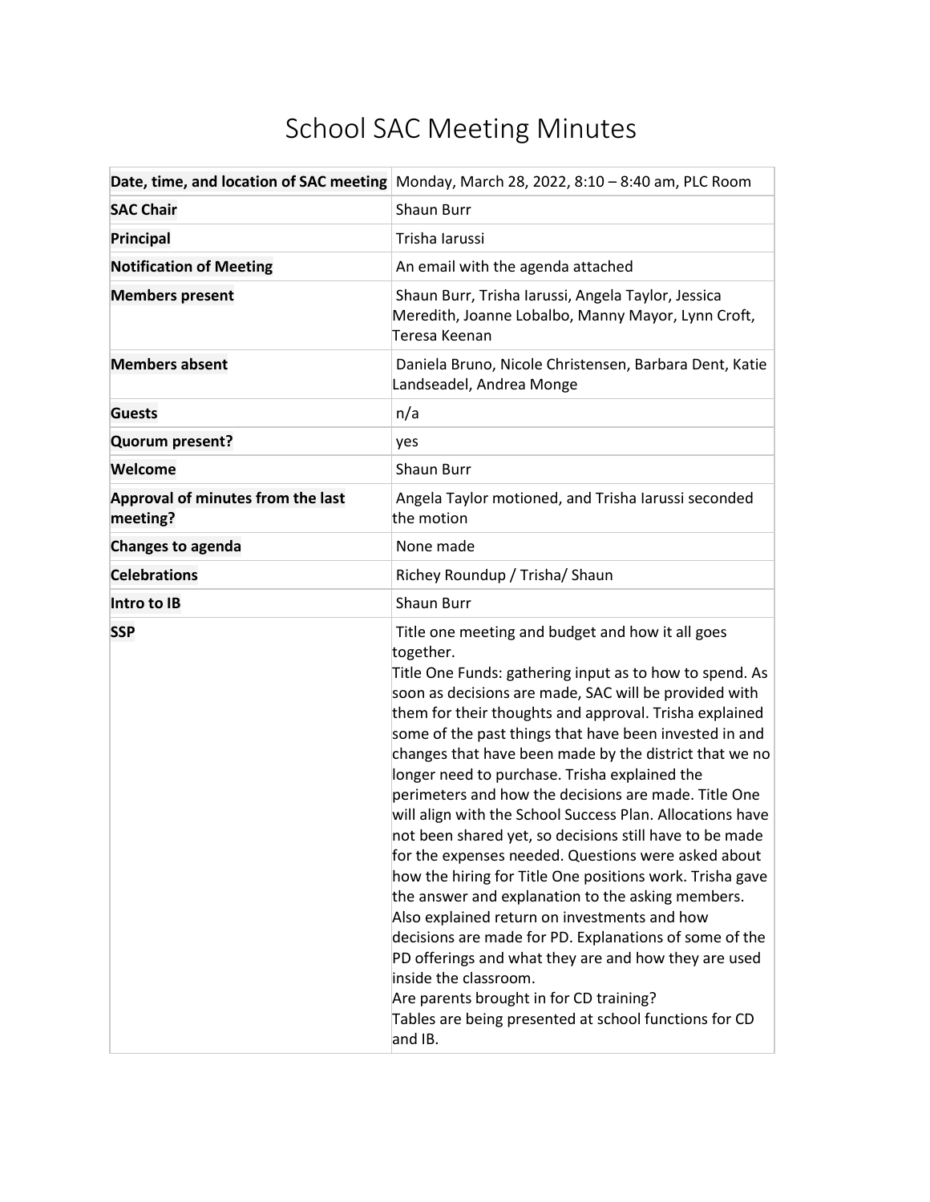# School SAC Meeting Minutes

| **Date, time, and location of SAC meeting** | Monday, March 28, 2022, 8:10 – 8:40 am, PLC Room |
|---|---|
| **SAC Chair** | Shaun Burr |
| **Principal** | Trisha Iarussi |
| **Notification of Meeting** | An email with the agenda attached |
| **Members present** | Shaun Burr, Trisha Iarussi, Angela Taylor, Jessica Meredith, Joanne Lobalbo, Manny Mayor, Lynn Croft, Teresa Keenan |
| **Members absent** | Daniela Bruno, Nicole Christensen, Barbara Dent, Katie Landseadel, Andrea Monge |
| **Guests** | n/a |
| **Quorum present?** | yes |
| **Welcome** | Shaun Burr |
| **Approval of minutes from the last meeting?** | Angela Taylor motioned, and Trisha Iarussi seconded the motion |
| **Changes to agenda** | None made |
| **Celebrations** | Richey Roundup / Trisha/ Shaun |
| **Intro to IB** | Shaun Burr |
| **SSP** | Title one meeting and budget and how it all goes together.<br>Title One Funds: gathering input as to how to spend. As soon as decisions are made, SAC will be provided with them for their thoughts and approval. Trisha explained some of the past things that have been invested in and changes that have been made by the district that we no longer need to purchase. Trisha explained the perimeters and how the decisions are made. Title One will align with the School Success Plan. Allocations have not been shared yet, so decisions still have to be made for the expenses needed. Questions were asked about how the hiring for Title One positions work. Trisha gave the answer and explanation to the asking members. Also explained return on investments and how decisions are made for PD. Explanations of some of the PD offerings and what they are and how they are used inside the classroom.<br>Are parents brought in for CD training?<br>Tables are being presented at school functions for CD and IB. |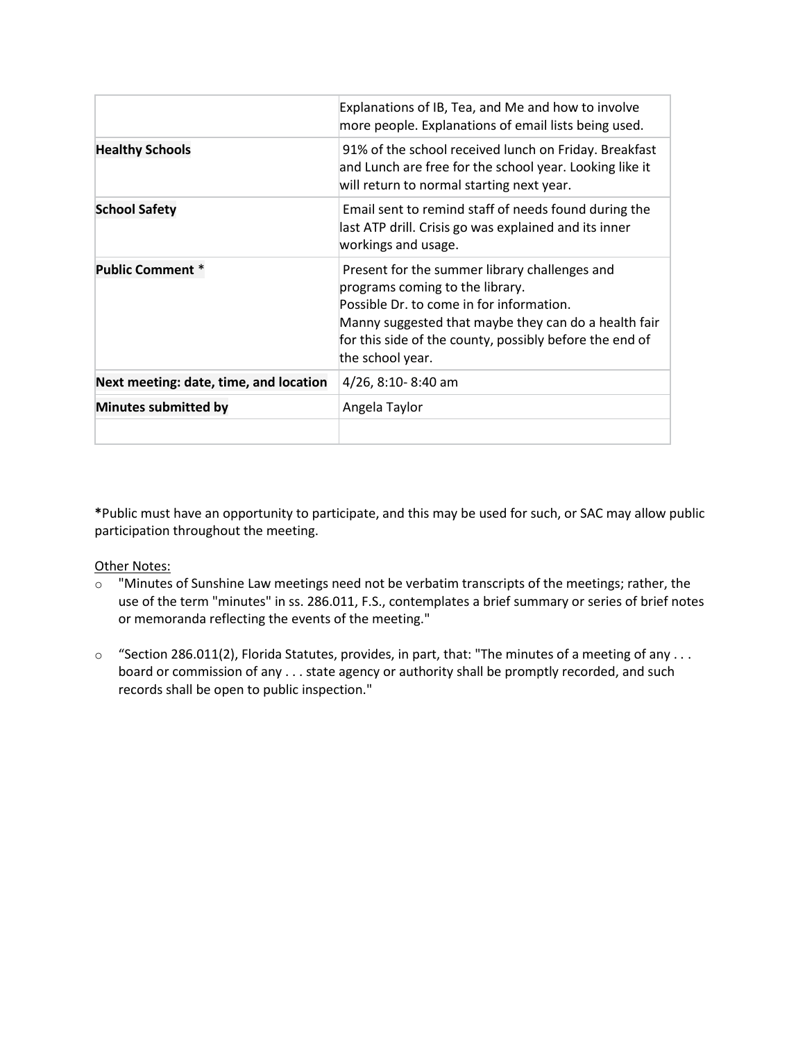| | |
|---|---|
| | Explanations of IB, Tea, and Me and how to involve more people. Explanations of email lists being used. |
| **Healthy Schools** | 91% of the school received lunch on Friday. Breakfast and Lunch are free for the school year. Looking like it will return to normal starting next year. |
| **School Safety** | Email sent to remind staff of needs found during the last ATP drill. Crisis go was explained and its inner workings and usage. |
| **Public Comment** * | Present for the summer library challenges and programs coming to the library.<br>Possible Dr. to come in for information.<br>Manny suggested that maybe they can do a health fair for this side of the county, possibly before the end of the school year. |
| **Next meeting: date, time, and location** | 4/26, 8:10- 8:40 am |
| **Minutes submitted by** | Angela Taylor |
| | |

**\***Public must have an opportunity to participate, and this may be used for such, or SAC may allow public participation throughout the meeting.

Other Notes:

- "Minutes of Sunshine Law meetings need not be verbatim transcripts of the meetings; rather, the use of the term "minutes" in ss. 286.011, F.S., contemplates a brief summary or series of brief notes or memoranda reflecting the events of the meeting."
- "Section 286.011(2), Florida Statutes, provides, in part, that: "The minutes of a meeting of any . . . board or commission of any . . . state agency or authority shall be promptly recorded, and such records shall be open to public inspection."